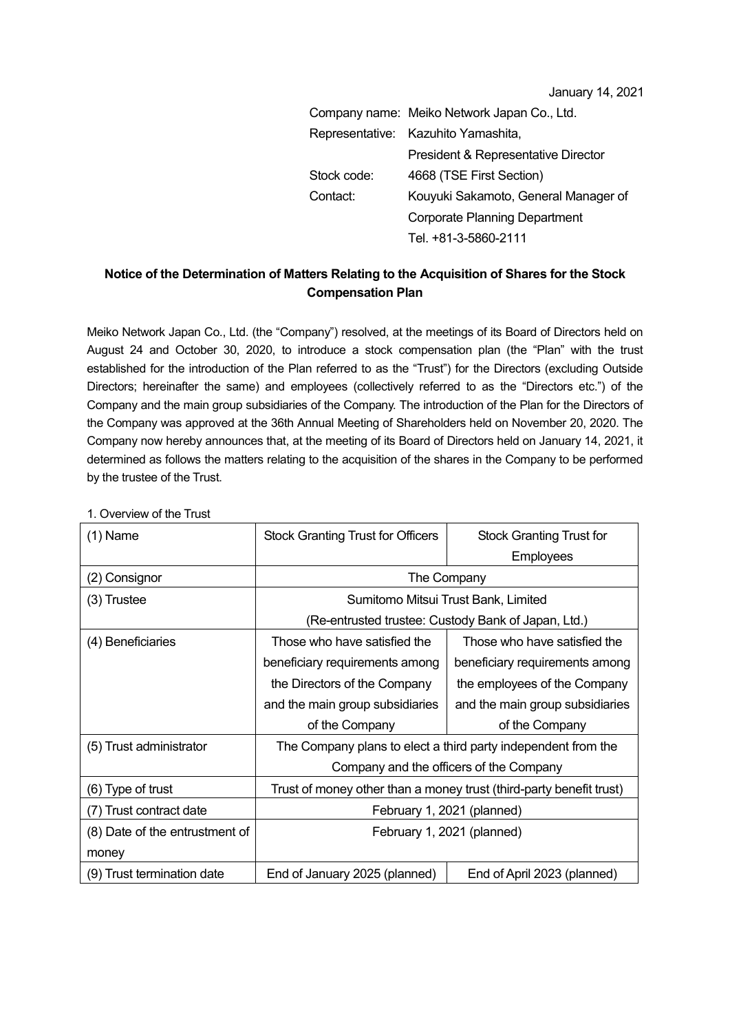January 14, 2021

Company name: Meiko Network Japan Co., Ltd.
Representative: Kazuhito Yamashita, President & Representative Director
Stock code: 4668 (TSE First Section)
Contact: Kouyuki Sakamoto, General Manager of Corporate Planning Department
Tel. +81-3-5860-2111

**Notice of the Determination of Matters Relating to the Acquisition of Shares for the Stock Compensation Plan**

Meiko Network Japan Co., Ltd. (the "Company") resolved, at the meetings of its Board of Directors held on August 24 and October 30, 2020, to introduce a stock compensation plan (the "Plan" with the trust established for the introduction of the Plan referred to as the "Trust") for the Directors (excluding Outside Directors; hereinafter the same) and employees (collectively referred to as the "Directors etc.") of the Company and the main group subsidiaries of the Company. The introduction of the Plan for the Directors of the Company was approved at the 36th Annual Meeting of Shareholders held on November 20, 2020. The Company now hereby announces that, at the meeting of its Board of Directors held on January 14, 2021, it determined as follows the matters relating to the acquisition of the shares in the Company to be performed by the trustee of the Trust.

1. Overview of the Trust

| (1) Name | Stock Granting Trust for Officers | Stock Granting Trust for Employees |
|---|---|---|
| (2) Consignor | The Company | |
| (3) Trustee | Sumitomo Mitsui Trust Bank, Limited (Re-entrusted trustee: Custody Bank of Japan, Ltd.) | |
| (4) Beneficiaries | Those who have satisfied the beneficiary requirements among the Directors of the Company and the main group subsidiaries of the Company | Those who have satisfied the beneficiary requirements among the employees of the Company and the main group subsidiaries of the Company |
| (5) Trust administrator | The Company plans to elect a third party independent from the Company and the officers of the Company | |
| (6) Type of trust | Trust of money other than a money trust (third-party benefit trust) | |
| (7) Trust contract date | February 1, 2021 (planned) | |
| (8) Date of the entrustment of money | February 1, 2021 (planned) | |
| (9) Trust termination date | End of January 2025 (planned) | End of April 2023 (planned) |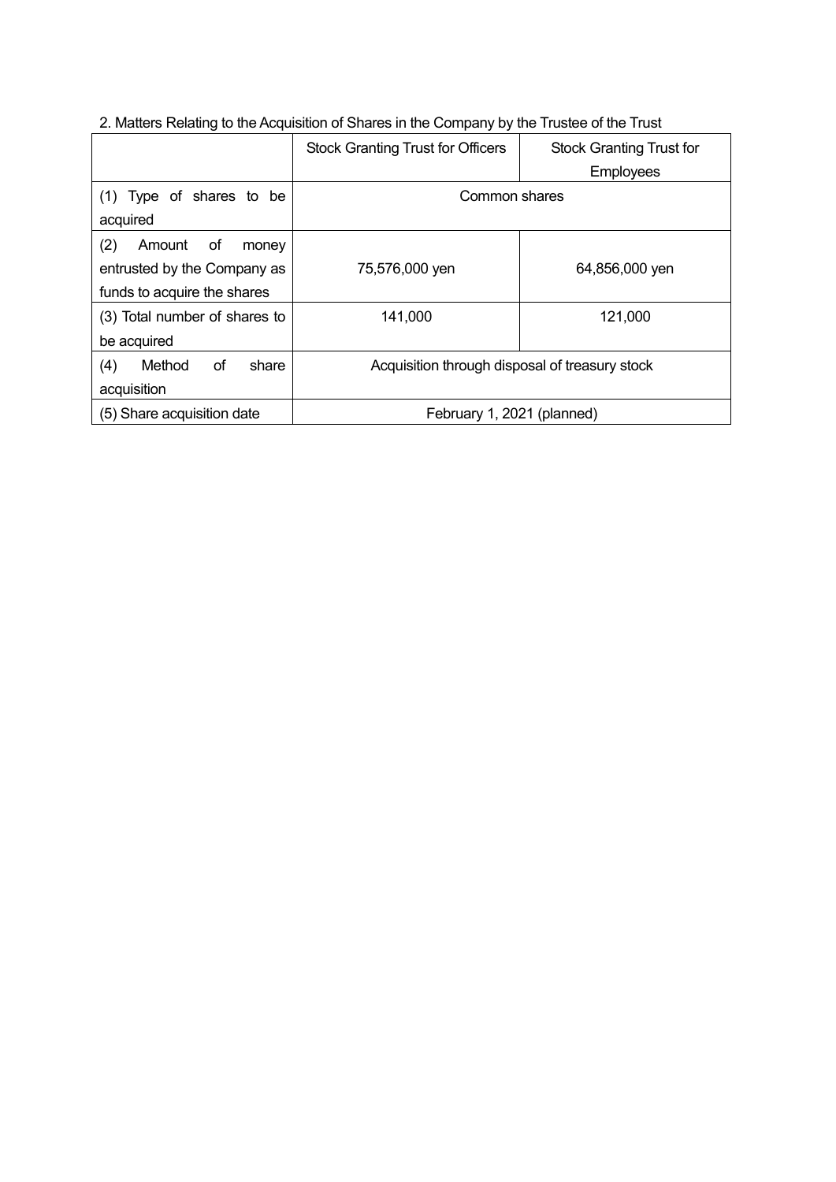2. Matters Relating to the Acquisition of Shares in the Company by the Trustee of the Trust

| | Stock Granting Trust for Officers | Stock Granting Trust for Employees |
|---|---|---|
| (1) Type of shares to be acquired | Common shares | |
| (2) Amount of money entrusted by the Company as funds to acquire the shares | 75,576,000 yen | 64,856,000 yen |
| (3) Total number of shares to be acquired | 141,000 | 121,000 |
| (4) Method of share acquisition | Acquisition through disposal of treasury stock | |
| (5) Share acquisition date | February 1, 2021 (planned) | |